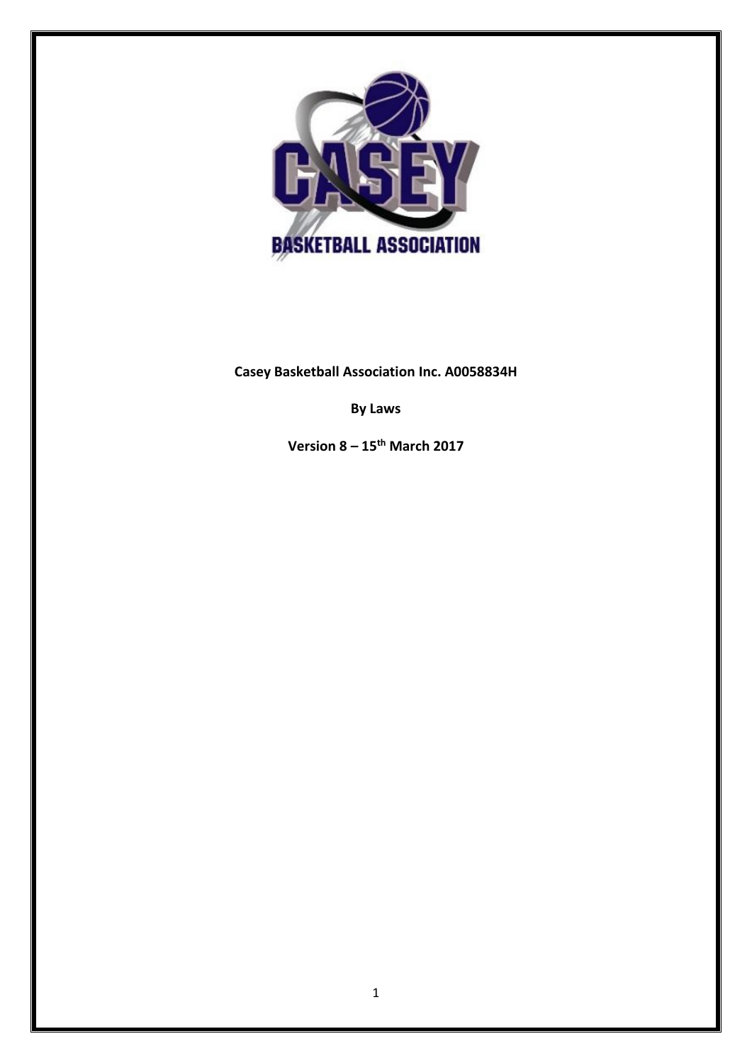**Casey Basketball Association Inc. A0058834H**

**By Laws**

**Version 8 – 15th March 2017**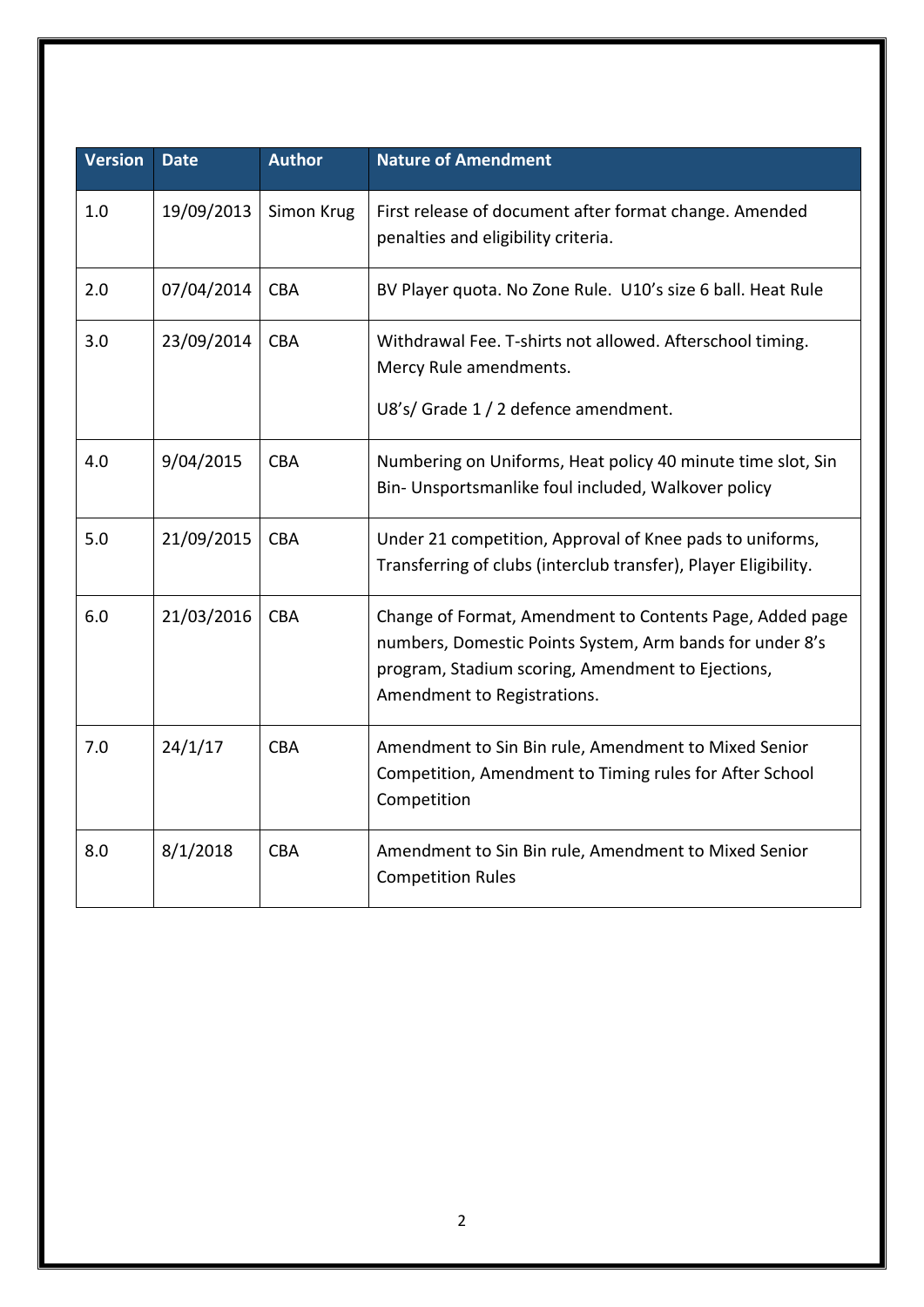| Version | Date | Author | Nature of Amendment |
|---|---|---|---|
| 1.0 | 19/09/2013 | Simon Krug | First release of document after format change. Amended penalties and eligibility criteria. |
| 2.0 | 07/04/2014 | CBA | BV Player quota. No Zone Rule. U10's size 6 ball. Heat Rule |
| 3.0 | 23/09/2014 | CBA | Withdrawal Fee. T-shirts not allowed. Afterschool timing. Mercy Rule amendments.<br><br>U8's/ Grade 1 / 2 defence amendment. |
| 4.0 | 9/04/2015 | CBA | Numbering on Uniforms, Heat policy 40 minute time slot, Sin Bin- Unsportsmanlike foul included, Walkover policy |
| 5.0 | 21/09/2015 | CBA | Under 21 competition, Approval of Knee pads to uniforms, Transferring of clubs (interclub transfer), Player Eligibility. |
| 6.0 | 21/03/2016 | CBA | Change of Format, Amendment to Contents Page, Added page numbers, Domestic Points System, Arm bands for under 8's program, Stadium scoring, Amendment to Ejections, Amendment to Registrations. |
| 7.0 | 24/1/17 | CBA | Amendment to Sin Bin rule, Amendment to Mixed Senior Competition, Amendment to Timing rules for After School Competition |
| 8.0 | 8/1/2018 | CBA | Amendment to Sin Bin rule, Amendment to Mixed Senior Competition Rules |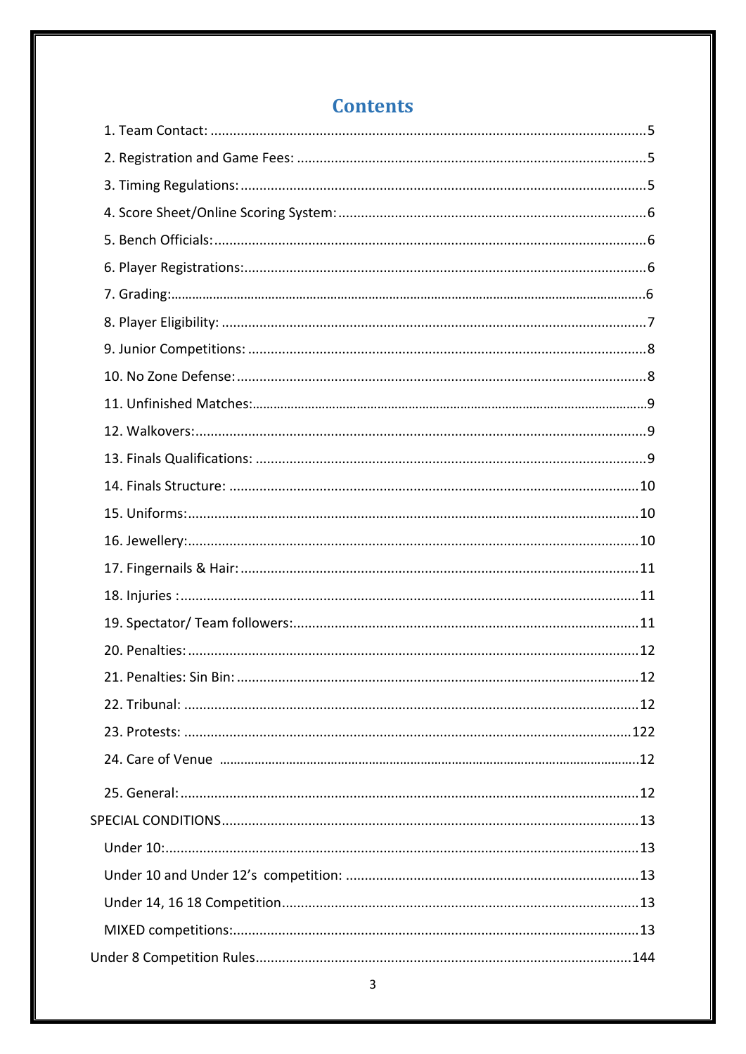# Contents

1. Team Contact: ........................................................................................................5
2. Registration and Game Fees: ...............................................................................5
3. Timing Regulations: .............................................................................................5
4. Score Sheet/Online Scoring System: ....................................................................6
5. Bench Officials: ....................................................................................................6
6. Player Registrations: ............................................................................................6
7. Grading: ..............................................................................................................6
8. Player Eligibility: ..................................................................................................7
9. Junior Competitions: ............................................................................................8
10. No Zone Defense: ...............................................................................................8
11. Unfinished Matches: ...........................................................................................9
12. Walkovers: ..........................................................................................................9
13. Finals Qualifications: ..........................................................................................9
14. Finals Structure: ...............................................................................................10
15. Uniforms: ..........................................................................................................10
16. Jewellery: ..........................................................................................................10
17. Fingernails & Hair: ............................................................................................11
18. Injuries : ...........................................................................................................11
19. Spectator/ Team followers: ...............................................................................11
20. Penalties: ..........................................................................................................12
21. Penalties: Sin Bin: .............................................................................................12
22. Tribunal: ...........................................................................................................12
23. Protests: ..........................................................................................................122
24. Care of Venue ....................................................................................................12
25. General: ............................................................................................................12

SPECIAL CONDITIONS ..................................................................................................13

- Under 10: ..........................................................................................................13
- Under 10 and Under 12's competition: ...............................................................13
- Under 14, 16 18 Competition ..............................................................................13
- MIXED competitions: ..........................................................................................13

Under 8 Competition Rules .........................................................................................144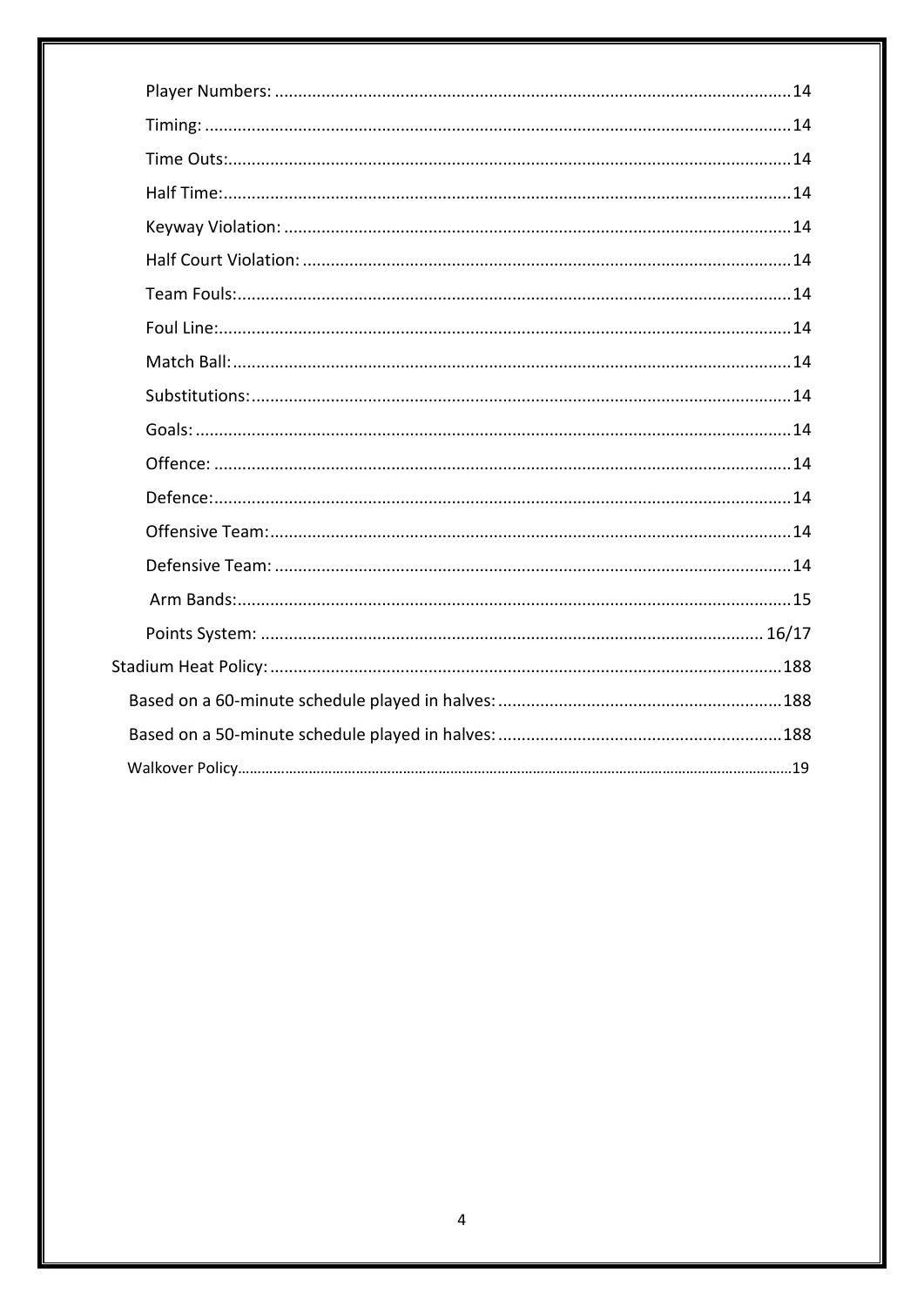Player Numbers: .......................................................... 14

Timing: .......................................................... 14

Time Outs: .......................................................... 14

Half Time: .......................................................... 14

Keyway Violation: .......................................................... 14

Half Court Violation: .......................................................... 14

Team Fouls: .......................................................... 14

Foul Line: .......................................................... 14

Match Ball: .......................................................... 14

Substitutions: .......................................................... 14

Goals: .......................................................... 14

Offence: .......................................................... 14

Defence: .......................................................... 14

Offensive Team: .......................................................... 14

Defensive Team: .......................................................... 14

Arm Bands: .......................................................... 15

Points System: .......................................................... 16/17

Stadium Heat Policy: .......................................................... 188

Based on a 60-minute schedule played in halves: .......................................................... 188

Based on a 50-minute schedule played in halves: .......................................................... 188

Walkover Policy .......................................................... 19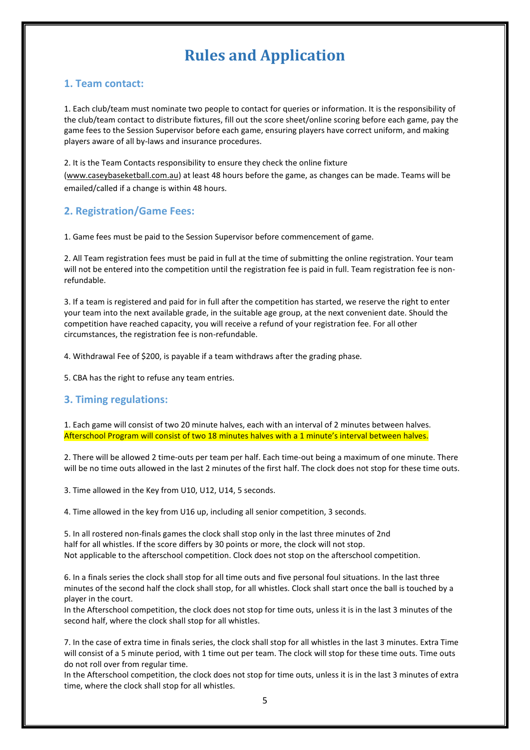# Rules and Application

## 1. Team contact:

1. Each club/team must nominate two people to contact for queries or information. It is the responsibility of the club/team contact to distribute fixtures, fill out the score sheet/online scoring before each game, pay the game fees to the Session Supervisor before each game, ensuring players have correct uniform, and making players aware of all by-laws and insurance procedures.

2. It is the Team Contacts responsibility to ensure they check the online fixture (www.caseybaseketball.com.au) at least 48 hours before the game, as changes can be made. Teams will be emailed/called if a change is within 48 hours.

## 2. Registration/Game Fees:

1. Game fees must be paid to the Session Supervisor before commencement of game.

2. All Team registration fees must be paid in full at the time of submitting the online registration. Your team will not be entered into the competition until the registration fee is paid in full. Team registration fee is non-refundable.

3. If a team is registered and paid for in full after the competition has started, we reserve the right to enter your team into the next available grade, in the suitable age group, at the next convenient date. Should the competition have reached capacity, you will receive a refund of your registration fee. For all other circumstances, the registration fee is non-refundable.

4. Withdrawal Fee of $200, is payable if a team withdraws after the grading phase.

5. CBA has the right to refuse any team entries.

## 3. Timing regulations:

1. Each game will consist of two 20 minute halves, each with an interval of 2 minutes between halves. Afterschool Program will consist of two 18 minutes halves with a 1 minute's interval between halves.

2. There will be allowed 2 time-outs per team per half. Each time-out being a maximum of one minute. There will be no time outs allowed in the last 2 minutes of the first half. The clock does not stop for these time outs.

3. Time allowed in the Key from U10, U12, U14, 5 seconds.

4. Time allowed in the key from U16 up, including all senior competition, 3 seconds.

5. In all rostered non-finals games the clock shall stop only in the last three minutes of 2nd half for all whistles. If the score differs by 30 points or more, the clock will not stop. Not applicable to the afterschool competition. Clock does not stop on the afterschool competition.

6. In a finals series the clock shall stop for all time outs and five personal foul situations. In the last three minutes of the second half the clock shall stop, for all whistles. Clock shall start once the ball is touched by a player in the court.
In the Afterschool competition, the clock does not stop for time outs, unless it is in the last 3 minutes of the second half, where the clock shall stop for all whistles.

7. In the case of extra time in finals series, the clock shall stop for all whistles in the last 3 minutes. Extra Time will consist of a 5 minute period, with 1 time out per team. The clock will stop for these time outs. Time outs do not roll over from regular time.
In the Afterschool competition, the clock does not stop for time outs, unless it is in the last 3 minutes of extra time, where the clock shall stop for all whistles.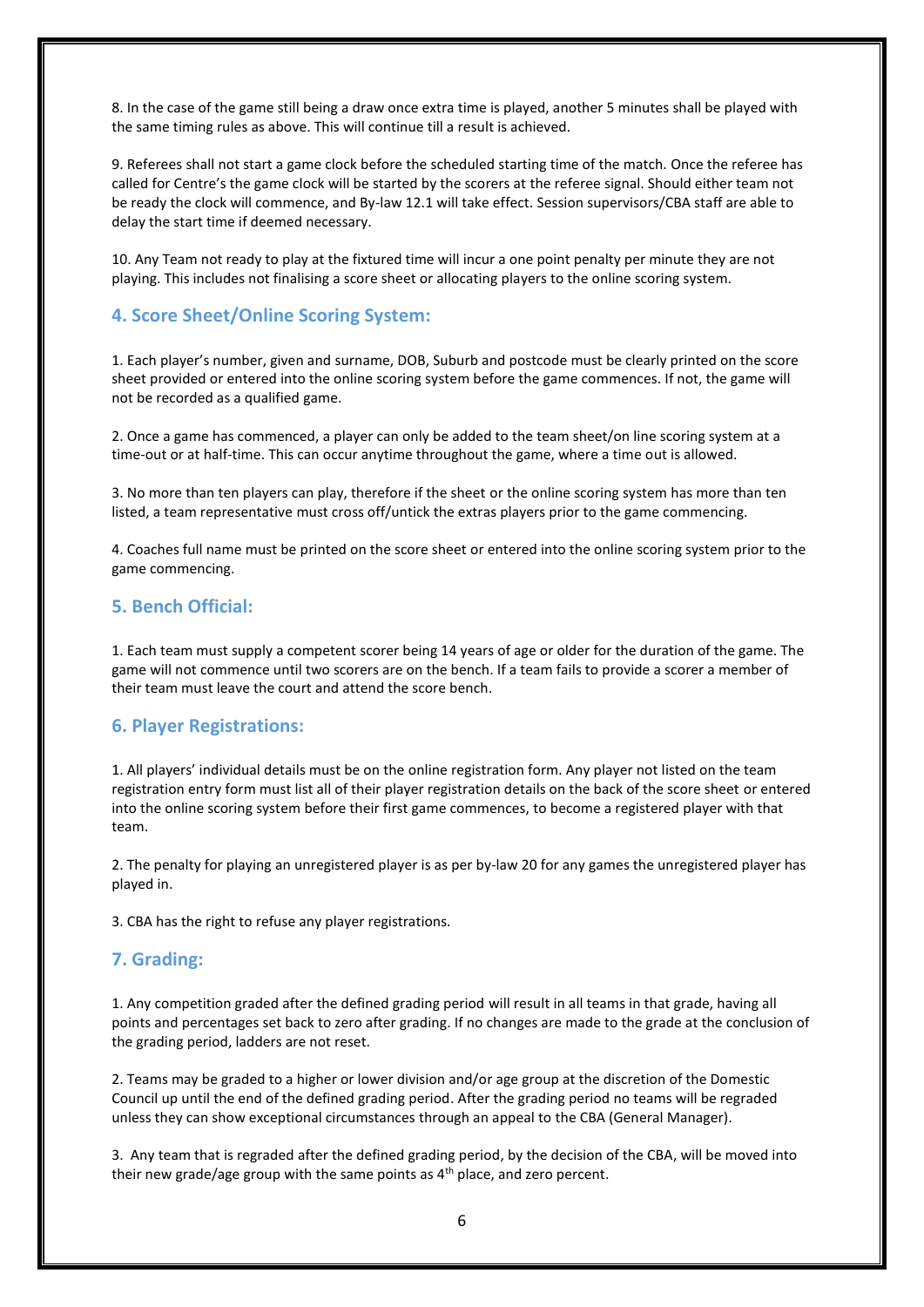8. In the case of the game still being a draw once extra time is played, another 5 minutes shall be played with the same timing rules as above. This will continue till a result is achieved.

9. Referees shall not start a game clock before the scheduled starting time of the match. Once the referee has called for Centre's the game clock will be started by the scorers at the referee signal. Should either team not be ready the clock will commence, and By-law 12.1 will take effect. Session supervisors/CBA staff are able to delay the start time if deemed necessary.

10. Any Team not ready to play at the fixtured time will incur a one point penalty per minute they are not playing. This includes not finalising a score sheet or allocating players to the online scoring system.

## 4. Score Sheet/Online Scoring System:

1. Each player's number, given and surname, DOB, Suburb and postcode must be clearly printed on the score sheet provided or entered into the online scoring system before the game commences. If not, the game will not be recorded as a qualified game.

2. Once a game has commenced, a player can only be added to the team sheet/on line scoring system at a time-out or at half-time. This can occur anytime throughout the game, where a time out is allowed.

3. No more than ten players can play, therefore if the sheet or the online scoring system has more than ten listed, a team representative must cross off/untick the extras players prior to the game commencing.

4. Coaches full name must be printed on the score sheet or entered into the online scoring system prior to the game commencing.

## 5. Bench Official:

1. Each team must supply a competent scorer being 14 years of age or older for the duration of the game. The game will not commence until two scorers are on the bench. If a team fails to provide a scorer a member of their team must leave the court and attend the score bench.

## 6. Player Registrations:

1. All players' individual details must be on the online registration form. Any player not listed on the team registration entry form must list all of their player registration details on the back of the score sheet or entered into the online scoring system before their first game commences, to become a registered player with that team.

2. The penalty for playing an unregistered player is as per by-law 20 for any games the unregistered player has played in.

3. CBA has the right to refuse any player registrations.

## 7. Grading:

1. Any competition graded after the defined grading period will result in all teams in that grade, having all points and percentages set back to zero after grading. If no changes are made to the grade at the conclusion of the grading period, ladders are not reset.

2. Teams may be graded to a higher or lower division and/or age group at the discretion of the Domestic Council up until the end of the defined grading period. After the grading period no teams will be regraded unless they can show exceptional circumstances through an appeal to the CBA (General Manager).

3. Any team that is regraded after the defined grading period, by the decision of the CBA, will be moved into their new grade/age group with the same points as 4th place, and zero percent.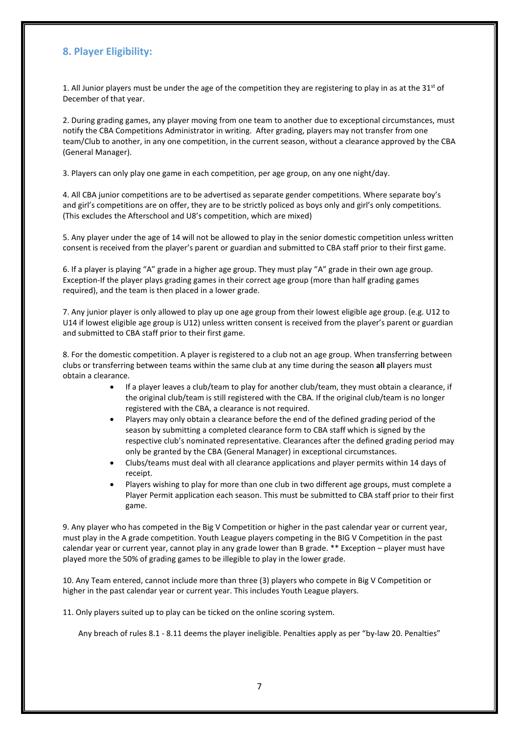## 8. Player Eligibility:

1. All Junior players must be under the age of the competition they are registering to play in as at the 31st of December of that year.

2. During grading games, any player moving from one team to another due to exceptional circumstances, must notify the CBA Competitions Administrator in writing. After grading, players may not transfer from one team/Club to another, in any one competition, in the current season, without a clearance approved by the CBA (General Manager).

3. Players can only play one game in each competition, per age group, on any one night/day.

4. All CBA junior competitions are to be advertised as separate gender competitions. Where separate boy's and girl's competitions are on offer, they are to be strictly policed as boys only and girl's only competitions. (This excludes the Afterschool and U8's competition, which are mixed)

5. Any player under the age of 14 will not be allowed to play in the senior domestic competition unless written consent is received from the player's parent or guardian and submitted to CBA staff prior to their first game.

6. If a player is playing "A" grade in a higher age group. They must play "A" grade in their own age group. Exception-If the player plays grading games in their correct age group (more than half grading games required), and the team is then placed in a lower grade.

7. Any junior player is only allowed to play up one age group from their lowest eligible age group. (e.g. U12 to U14 if lowest eligible age group is U12) unless written consent is received from the player's parent or guardian and submitted to CBA staff prior to their first game.

8. For the domestic competition. A player is registered to a club not an age group. When transferring between clubs or transferring between teams within the same club at any time during the season **all** players must obtain a clearance.

- If a player leaves a club/team to play for another club/team, they must obtain a clearance, if the original club/team is still registered with the CBA. If the original club/team is no longer registered with the CBA, a clearance is not required.
- Players may only obtain a clearance before the end of the defined grading period of the season by submitting a completed clearance form to CBA staff which is signed by the respective club's nominated representative. Clearances after the defined grading period may only be granted by the CBA (General Manager) in exceptional circumstances.
- Clubs/teams must deal with all clearance applications and player permits within 14 days of receipt.
- Players wishing to play for more than one club in two different age groups, must complete a Player Permit application each season. This must be submitted to CBA staff prior to their first game.

9. Any player who has competed in the Big V Competition or higher in the past calendar year or current year, must play in the A grade competition. Youth League players competing in the BIG V Competition in the past calendar year or current year, cannot play in any grade lower than B grade. ** Exception – player must have played more the 50% of grading games to be illegible to play in the lower grade.

10. Any Team entered, cannot include more than three (3) players who compete in Big V Competition or higher in the past calendar year or current year. This includes Youth League players.

11. Only players suited up to play can be ticked on the online scoring system.

Any breach of rules 8.1 - 8.11 deems the player ineligible. Penalties apply as per "by-law 20. Penalties"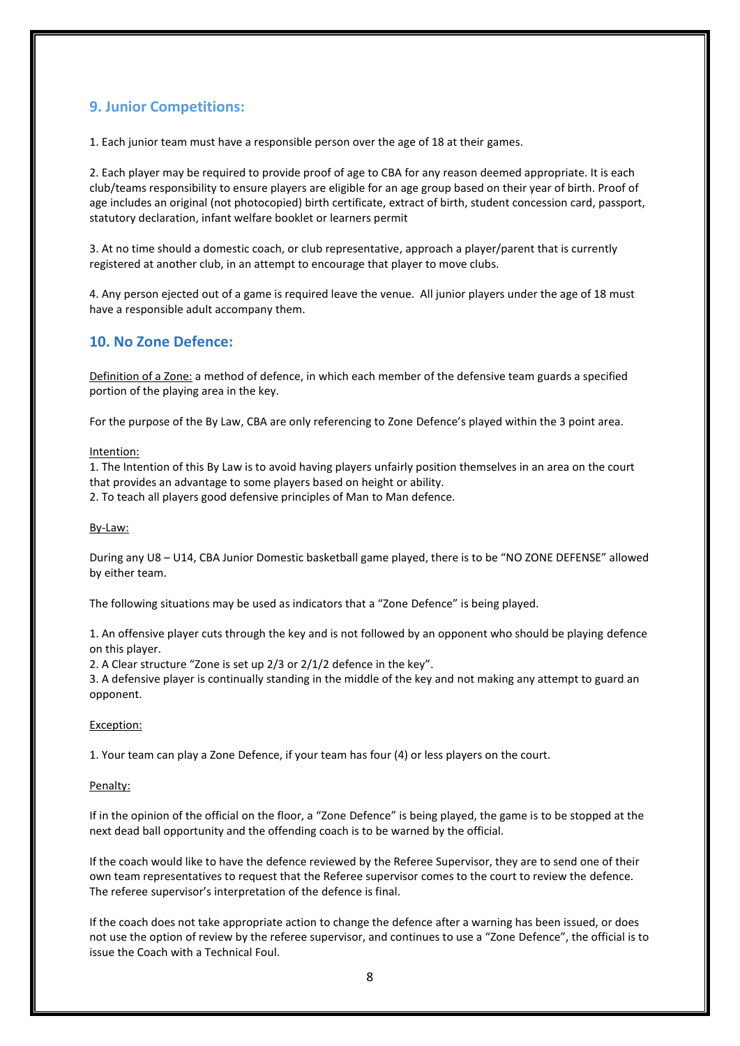## 9. Junior Competitions:

1. Each junior team must have a responsible person over the age of 18 at their games.

2. Each player may be required to provide proof of age to CBA for any reason deemed appropriate. It is each club/teams responsibility to ensure players are eligible for an age group based on their year of birth. Proof of age includes an original (not photocopied) birth certificate, extract of birth, student concession card, passport, statutory declaration, infant welfare booklet or learners permit

3. At no time should a domestic coach, or club representative, approach a player/parent that is currently registered at another club, in an attempt to encourage that player to move clubs.

4. Any person ejected out of a game is required leave the venue. All junior players under the age of 18 must have a responsible adult accompany them.

## 10. No Zone Defence:

<u>Definition of a Zone:</u> a method of defence, in which each member of the defensive team guards a specified portion of the playing area in the key.

For the purpose of the By Law, CBA are only referencing to Zone Defence's played within the 3 point area.

<u>Intention:</u>

1. The Intention of this By Law is to avoid having players unfairly position themselves in an area on the court that provides an advantage to some players based on height or ability.
2. To teach all players good defensive principles of Man to Man defence.

<u>By-Law:</u>

During any U8 – U14, CBA Junior Domestic basketball game played, there is to be "NO ZONE DEFENSE" allowed by either team.

The following situations may be used as indicators that a "Zone Defence" is being played.

1. An offensive player cuts through the key and is not followed by an opponent who should be playing defence on this player.
2. A Clear structure "Zone is set up 2/3 or 2/1/2 defence in the key".
3. A defensive player is continually standing in the middle of the key and not making any attempt to guard an opponent.

<u>Exception:</u>

1. Your team can play a Zone Defence, if your team has four (4) or less players on the court.

<u>Penalty:</u>

If in the opinion of the official on the floor, a "Zone Defence" is being played, the game is to be stopped at the next dead ball opportunity and the offending coach is to be warned by the official.

If the coach would like to have the defence reviewed by the Referee Supervisor, they are to send one of their own team representatives to request that the Referee supervisor comes to the court to review the defence. The referee supervisor's interpretation of the defence is final.

If the coach does not take appropriate action to change the defence after a warning has been issued, or does not use the option of review by the referee supervisor, and continues to use a "Zone Defence", the official is to issue the Coach with a Technical Foul.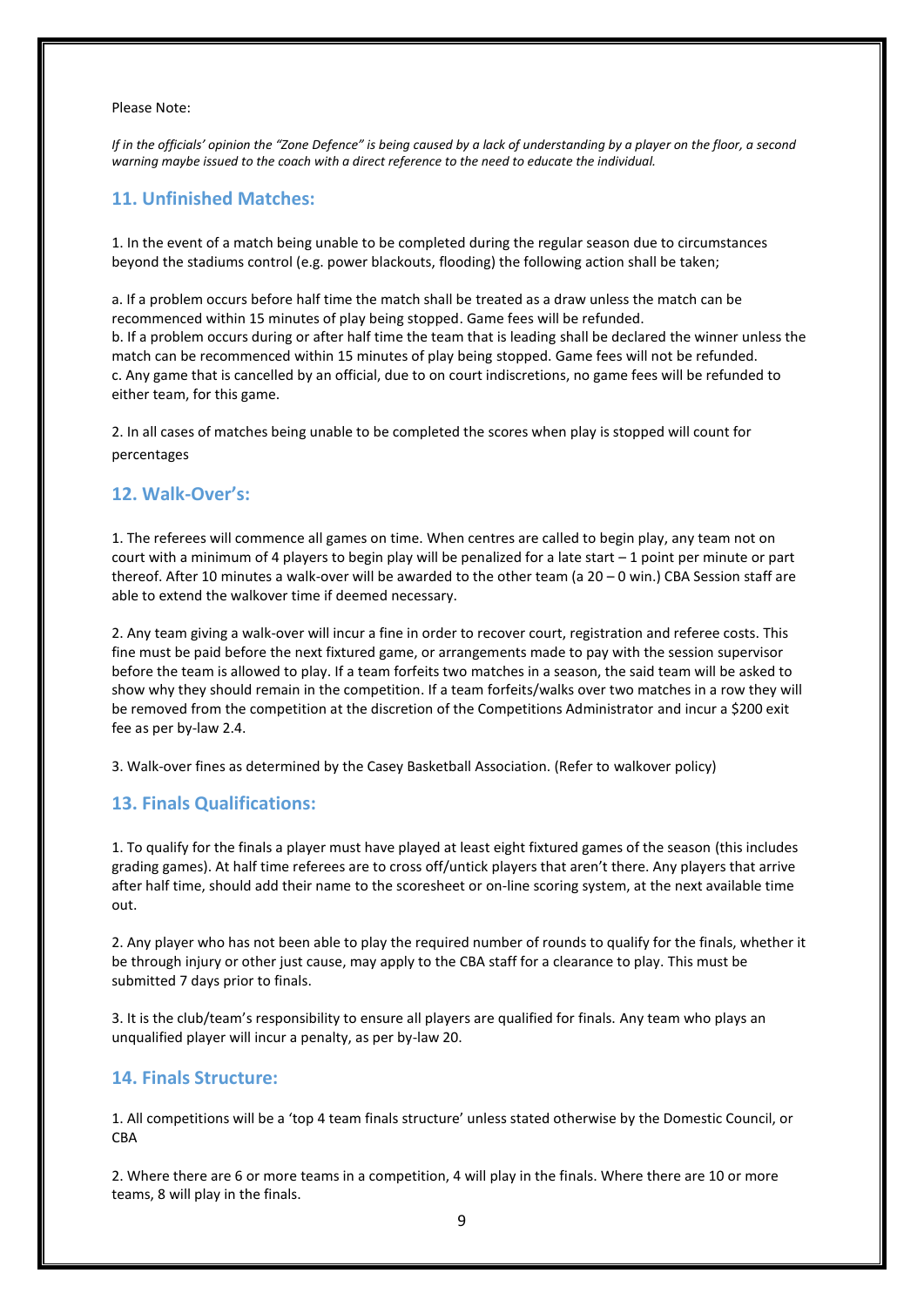Please Note:

*If in the officials' opinion the "Zone Defence" is being caused by a lack of understanding by a player on the floor, a second warning maybe issued to the coach with a direct reference to the need to educate the individual.*

## 11. Unfinished Matches:

1. In the event of a match being unable to be completed during the regular season due to circumstances beyond the stadiums control (e.g. power blackouts, flooding) the following action shall be taken;

a. If a problem occurs before half time the match shall be treated as a draw unless the match can be recommenced within 15 minutes of play being stopped. Game fees will be refunded.
b. If a problem occurs during or after half time the team that is leading shall be declared the winner unless the match can be recommenced within 15 minutes of play being stopped. Game fees will not be refunded.
c. Any game that is cancelled by an official, due to on court indiscretions, no game fees will be refunded to either team, for this game.

2. In all cases of matches being unable to be completed the scores when play is stopped will count for percentages

## 12. Walk-Over's:

1. The referees will commence all games on time. When centres are called to begin play, any team not on court with a minimum of 4 players to begin play will be penalized for a late start – 1 point per minute or part thereof. After 10 minutes a walk-over will be awarded to the other team (a 20 – 0 win.) CBA Session staff are able to extend the walkover time if deemed necessary.

2. Any team giving a walk-over will incur a fine in order to recover court, registration and referee costs. This fine must be paid before the next fixtured game, or arrangements made to pay with the session supervisor before the team is allowed to play. If a team forfeits two matches in a season, the said team will be asked to show why they should remain in the competition. If a team forfeits/walks over two matches in a row they will be removed from the competition at the discretion of the Competitions Administrator and incur a $200 exit fee as per by-law 2.4.

3. Walk-over fines as determined by the Casey Basketball Association. (Refer to walkover policy)

## 13. Finals Qualifications:

1. To qualify for the finals a player must have played at least eight fixtured games of the season (this includes grading games). At half time referees are to cross off/untick players that aren't there. Any players that arrive after half time, should add their name to the scoresheet or on-line scoring system, at the next available time out.

2. Any player who has not been able to play the required number of rounds to qualify for the finals, whether it be through injury or other just cause, may apply to the CBA staff for a clearance to play. This must be submitted 7 days prior to finals.

3. It is the club/team's responsibility to ensure all players are qualified for finals. Any team who plays an unqualified player will incur a penalty, as per by-law 20.

## 14. Finals Structure:

1. All competitions will be a 'top 4 team finals structure' unless stated otherwise by the Domestic Council, or CBA

2. Where there are 6 or more teams in a competition, 4 will play in the finals. Where there are 10 or more teams, 8 will play in the finals.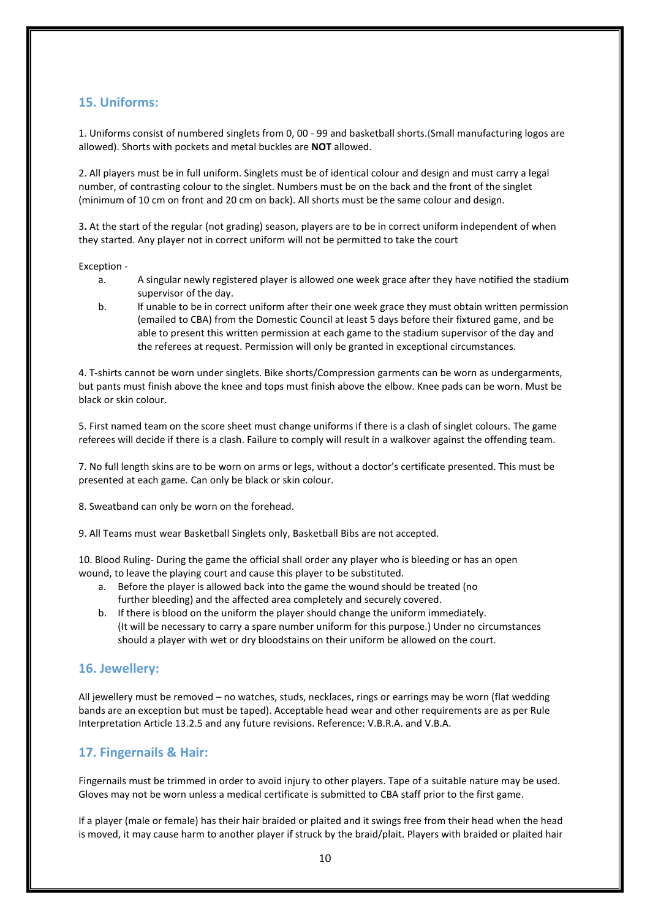## 15. Uniforms:

1. Uniforms consist of numbered singlets from 0, 00 - 99 and basketball shorts.(Small manufacturing logos are allowed). Shorts with pockets and metal buckles are **NOT** allowed.

2. All players must be in full uniform. Singlets must be of identical colour and design and must carry a legal number, of contrasting colour to the singlet. Numbers must be on the back and the front of the singlet (minimum of 10 cm on front and 20 cm on back). All shorts must be the same colour and design.

3**.** At the start of the regular (not grading) season, players are to be in correct uniform independent of when they started. Any player not in correct uniform will not be permitted to take the court

Exception -

- a. A singular newly registered player is allowed one week grace after they have notified the stadium supervisor of the day.
- b. If unable to be in correct uniform after their one week grace they must obtain written permission (emailed to CBA) from the Domestic Council at least 5 days before their fixtured game, and be able to present this written permission at each game to the stadium supervisor of the day and the referees at request. Permission will only be granted in exceptional circumstances.

4. T-shirts cannot be worn under singlets. Bike shorts/Compression garments can be worn as undergarments, but pants must finish above the knee and tops must finish above the elbow. Knee pads can be worn. Must be black or skin colour.

5. First named team on the score sheet must change uniforms if there is a clash of singlet colours. The game referees will decide if there is a clash. Failure to comply will result in a walkover against the offending team.

7. No full length skins are to be worn on arms or legs, without a doctor's certificate presented. This must be presented at each game. Can only be black or skin colour.

8. Sweatband can only be worn on the forehead.

9. All Teams must wear Basketball Singlets only, Basketball Bibs are not accepted.

10. Blood Ruling- During the game the official shall order any player who is bleeding or has an open wound, to leave the playing court and cause this player to be substituted.

- a. Before the player is allowed back into the game the wound should be treated (no further bleeding) and the affected area completely and securely covered.
- b. If there is blood on the uniform the player should change the uniform immediately. (It will be necessary to carry a spare number uniform for this purpose.) Under no circumstances should a player with wet or dry bloodstains on their uniform be allowed on the court.

## 16. Jewellery:

All jewellery must be removed – no watches, studs, necklaces, rings or earrings may be worn (flat wedding bands are an exception but must be taped). Acceptable head wear and other requirements are as per Rule Interpretation Article 13.2.5 and any future revisions. Reference: V.B.R.A. and V.B.A.

## 17. Fingernails & Hair:

Fingernails must be trimmed in order to avoid injury to other players. Tape of a suitable nature may be used. Gloves may not be worn unless a medical certificate is submitted to CBA staff prior to the first game.

If a player (male or female) has their hair braided or plaited and it swings free from their head when the head is moved, it may cause harm to another player if struck by the braid/plait. Players with braided or plaited hair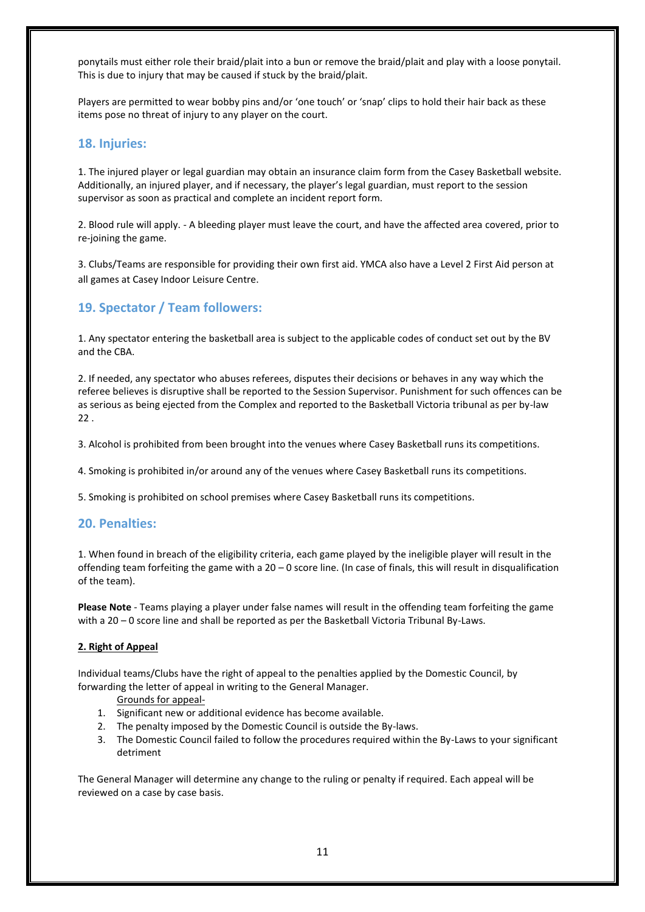ponytails must either role their braid/plait into a bun or remove the braid/plait and play with a loose ponytail. This is due to injury that may be caused if stuck by the braid/plait.

Players are permitted to wear bobby pins and/or 'one touch' or 'snap' clips to hold their hair back as these items pose no threat of injury to any player on the court.

## 18. Injuries:

1. The injured player or legal guardian may obtain an insurance claim form from the Casey Basketball website. Additionally, an injured player, and if necessary, the player's legal guardian, must report to the session supervisor as soon as practical and complete an incident report form.

2. Blood rule will apply. - A bleeding player must leave the court, and have the affected area covered, prior to re-joining the game.

3. Clubs/Teams are responsible for providing their own first aid. YMCA also have a Level 2 First Aid person at all games at Casey Indoor Leisure Centre.

## 19. Spectator / Team followers:

1. Any spectator entering the basketball area is subject to the applicable codes of conduct set out by the BV and the CBA.

2. If needed, any spectator who abuses referees, disputes their decisions or behaves in any way which the referee believes is disruptive shall be reported to the Session Supervisor. Punishment for such offences can be as serious as being ejected from the Complex and reported to the Basketball Victoria tribunal as per by-law 22 .

3. Alcohol is prohibited from been brought into the venues where Casey Basketball runs its competitions.

4. Smoking is prohibited in/or around any of the venues where Casey Basketball runs its competitions.

5. Smoking is prohibited on school premises where Casey Basketball runs its competitions.

## 20. Penalties:

1. When found in breach of the eligibility criteria, each game played by the ineligible player will result in the offending team forfeiting the game with a 20 – 0 score line. (In case of finals, this will result in disqualification of the team).

**Please Note** - Teams playing a player under false names will result in the offending team forfeiting the game with a 20 – 0 score line and shall be reported as per the Basketball Victoria Tribunal By-Laws.

**2. Right of Appeal**

Individual teams/Clubs have the right of appeal to the penalties applied by the Domestic Council, by forwarding the letter of appeal in writing to the General Manager.

Grounds for appeal-

1. Significant new or additional evidence has become available.
2. The penalty imposed by the Domestic Council is outside the By-laws.
3. The Domestic Council failed to follow the procedures required within the By-Laws to your significant detriment

The General Manager will determine any change to the ruling or penalty if required. Each appeal will be reviewed on a case by case basis.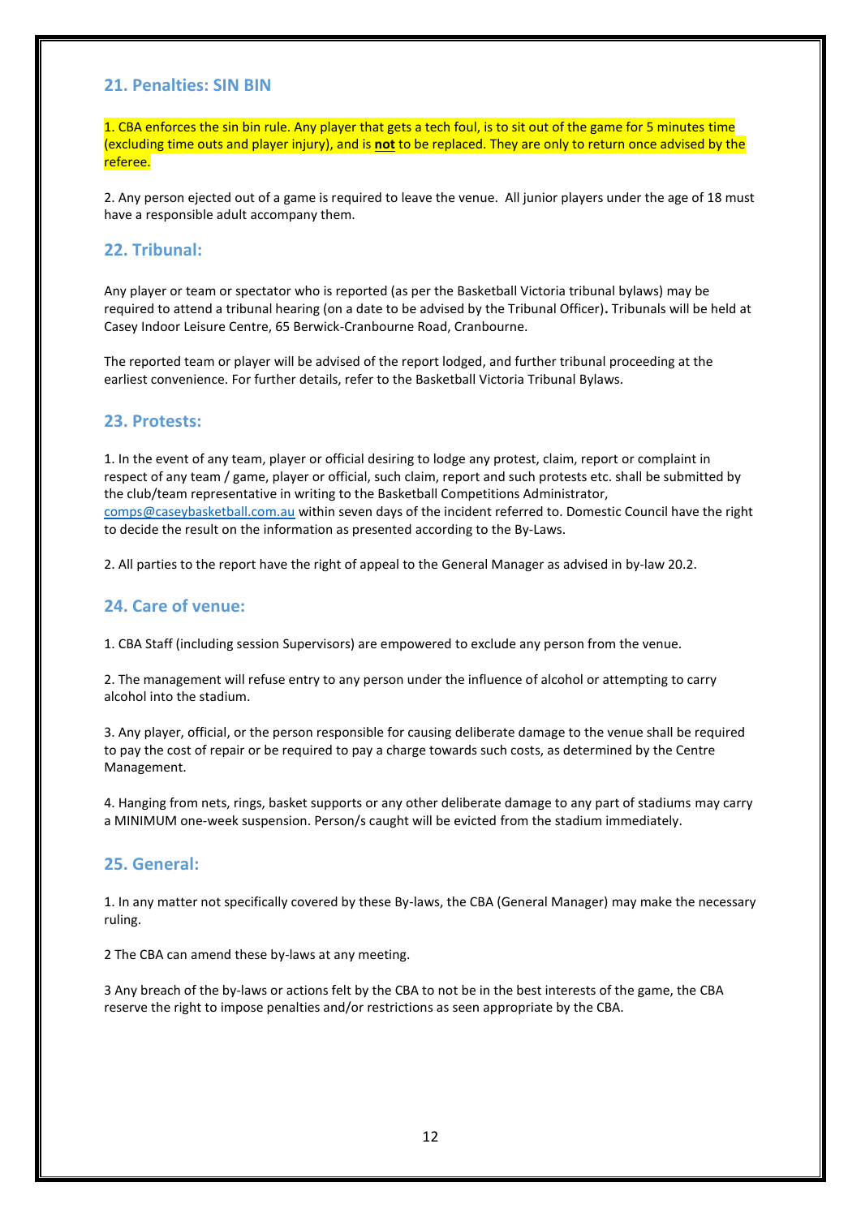## 21. Penalties: SIN BIN

1. CBA enforces the sin bin rule. Any player that gets a tech foul, is to sit out of the game for 5 minutes time (excluding time outs and player injury), and is **not** to be replaced. They are only to return once advised by the referee.

2. Any person ejected out of a game is required to leave the venue. All junior players under the age of 18 must have a responsible adult accompany them.

## 22. Tribunal:

Any player or team or spectator who is reported (as per the Basketball Victoria tribunal bylaws) may be required to attend a tribunal hearing (on a date to be advised by the Tribunal Officer). Tribunals will be held at Casey Indoor Leisure Centre, 65 Berwick-Cranbourne Road, Cranbourne.

The reported team or player will be advised of the report lodged, and further tribunal proceeding at the earliest convenience. For further details, refer to the Basketball Victoria Tribunal Bylaws.

## 23. Protests:

1. In the event of any team, player or official desiring to lodge any protest, claim, report or complaint in respect of any team / game, player or official, such claim, report and such protests etc. shall be submitted by the club/team representative in writing to the Basketball Competitions Administrator, comps@caseybasketball.com.au within seven days of the incident referred to. Domestic Council have the right to decide the result on the information as presented according to the By-Laws.

2. All parties to the report have the right of appeal to the General Manager as advised in by-law 20.2.

## 24. Care of venue:

1. CBA Staff (including session Supervisors) are empowered to exclude any person from the venue.

2. The management will refuse entry to any person under the influence of alcohol or attempting to carry alcohol into the stadium.

3. Any player, official, or the person responsible for causing deliberate damage to the venue shall be required to pay the cost of repair or be required to pay a charge towards such costs, as determined by the Centre Management.

4. Hanging from nets, rings, basket supports or any other deliberate damage to any part of stadiums may carry a MINIMUM one-week suspension. Person/s caught will be evicted from the stadium immediately.

## 25. General:

1. In any matter not specifically covered by these By-laws, the CBA (General Manager) may make the necessary ruling.

2 The CBA can amend these by-laws at any meeting.

3 Any breach of the by-laws or actions felt by the CBA to not be in the best interests of the game, the CBA reserve the right to impose penalties and/or restrictions as seen appropriate by the CBA.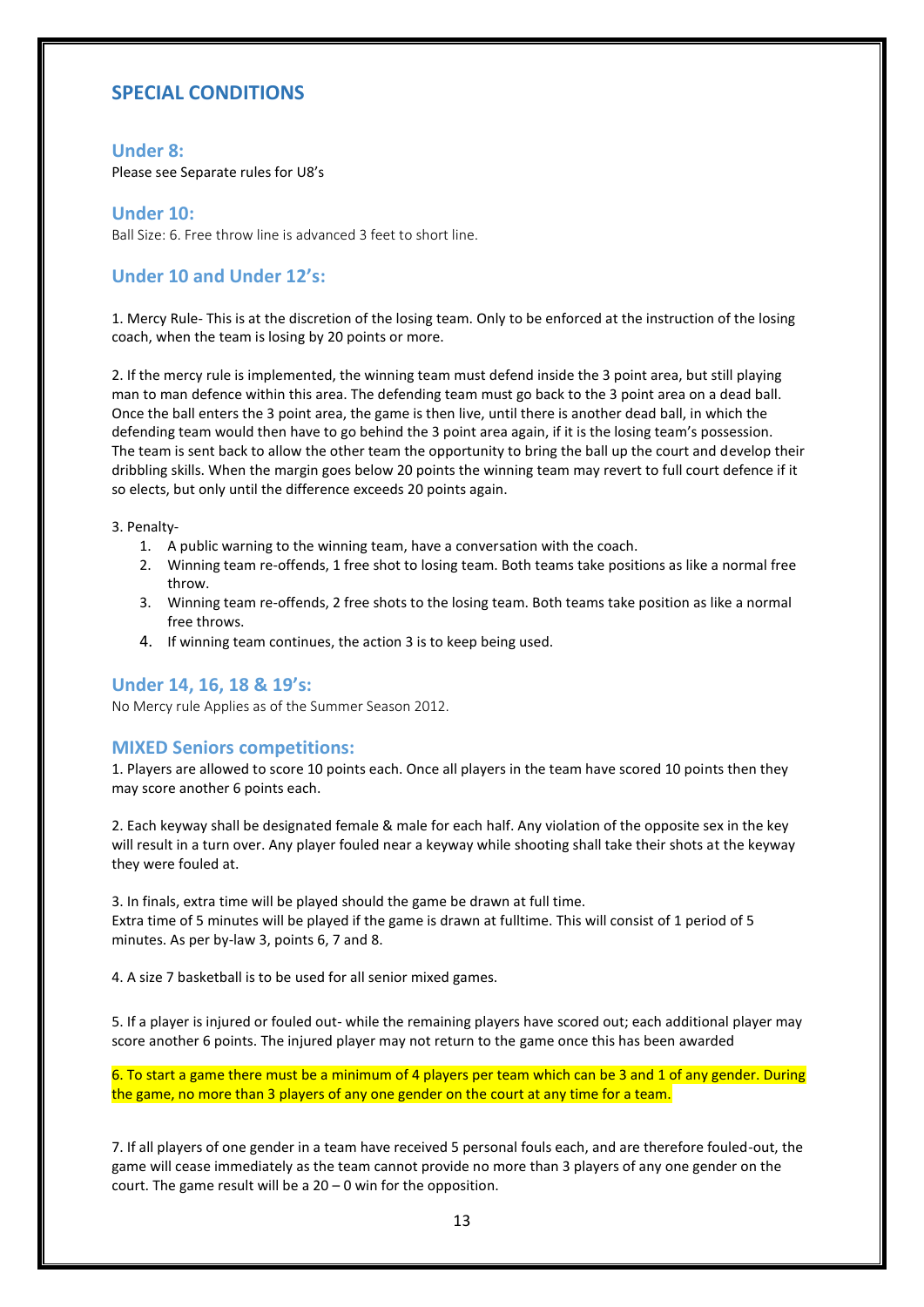# SPECIAL CONDITIONS

## Under 8:

Please see Separate rules for U8's

## Under 10:

Ball Size: 6. Free throw line is advanced 3 feet to short line.

## Under 10 and Under 12's:

1. Mercy Rule- This is at the discretion of the losing team. Only to be enforced at the instruction of the losing coach, when the team is losing by 20 points or more.

2. If the mercy rule is implemented, the winning team must defend inside the 3 point area, but still playing man to man defence within this area. The defending team must go back to the 3 point area on a dead ball. Once the ball enters the 3 point area, the game is then live, until there is another dead ball, in which the defending team would then have to go behind the 3 point area again, if it is the losing team's possession. The team is sent back to allow the other team the opportunity to bring the ball up the court and develop their dribbling skills. When the margin goes below 20 points the winning team may revert to full court defence if it so elects, but only until the difference exceeds 20 points again.

3. Penalty-
    1. A public warning to the winning team, have a conversation with the coach.
    2. Winning team re-offends, 1 free shot to losing team. Both teams take positions as like a normal free throw.
    3. Winning team re-offends, 2 free shots to the losing team. Both teams take position as like a normal free throws.
    4. If winning team continues, the action 3 is to keep being used.

## Under 14, 16, 18 & 19's:

No Mercy rule Applies as of the Summer Season 2012.

## MIXED Seniors competitions:

1. Players are allowed to score 10 points each. Once all players in the team have scored 10 points then they may score another 6 points each.

2. Each keyway shall be designated female & male for each half. Any violation of the opposite sex in the key will result in a turn over. Any player fouled near a keyway while shooting shall take their shots at the keyway they were fouled at.

3. In finals, extra time will be played should the game be drawn at full time.
Extra time of 5 minutes will be played if the game is drawn at fulltime. This will consist of 1 period of 5 minutes. As per by-law 3, points 6, 7 and 8.

4. A size 7 basketball is to be used for all senior mixed games.

5. If a player is injured or fouled out- while the remaining players have scored out; each additional player may score another 6 points. The injured player may not return to the game once this has been awarded

6. To start a game there must be a minimum of 4 players per team which can be 3 and 1 of any gender. During the game, no more than 3 players of any one gender on the court at any time for a team.

7. If all players of one gender in a team have received 5 personal fouls each, and are therefore fouled-out, the game will cease immediately as the team cannot provide no more than 3 players of any one gender on the court. The game result will be a 20 – 0 win for the opposition.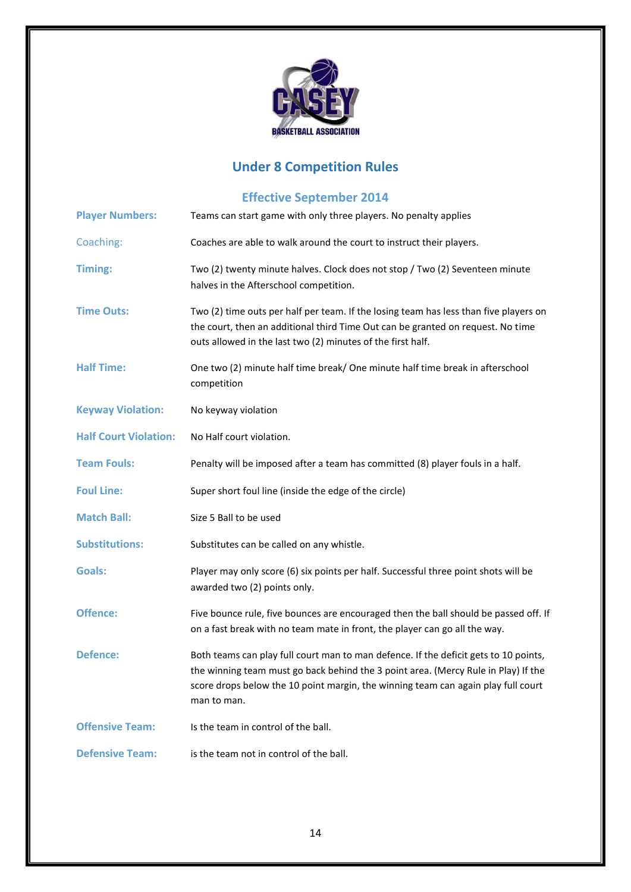# Under 8 Competition Rules

## Effective September 2014

**Player Numbers:** Teams can start game with only three players. No penalty applies

Coaching: Coaches are able to walk around the court to instruct their players.

**Timing:** Two (2) twenty minute halves. Clock does not stop / Two (2) Seventeen minute halves in the Afterschool competition.

**Time Outs:** Two (2) time outs per half per team. If the losing team has less than five players on the court, then an additional third Time Out can be granted on request. No time outs allowed in the last two (2) minutes of the first half.

**Half Time:** One two (2) minute half time break/ One minute half time break in afterschool competition

**Keyway Violation:** No keyway violation

**Half Court Violation:** No Half court violation.

**Team Fouls:** Penalty will be imposed after a team has committed (8) player fouls in a half.

**Foul Line:** Super short foul line (inside the edge of the circle)

**Match Ball:** Size 5 Ball to be used

**Substitutions:** Substitutes can be called on any whistle.

**Goals:** Player may only score (6) six points per half. Successful three point shots will be awarded two (2) points only.

**Offence:** Five bounce rule, five bounces are encouraged then the ball should be passed off. If on a fast break with no team mate in front, the player can go all the way.

**Defence:** Both teams can play full court man to man defence. If the deficit gets to 10 points, the winning team must go back behind the 3 point area. (Mercy Rule in Play) If the score drops below the 10 point margin, the winning team can again play full court man to man.

**Offensive Team:** Is the team in control of the ball.

**Defensive Team:** is the team not in control of the ball.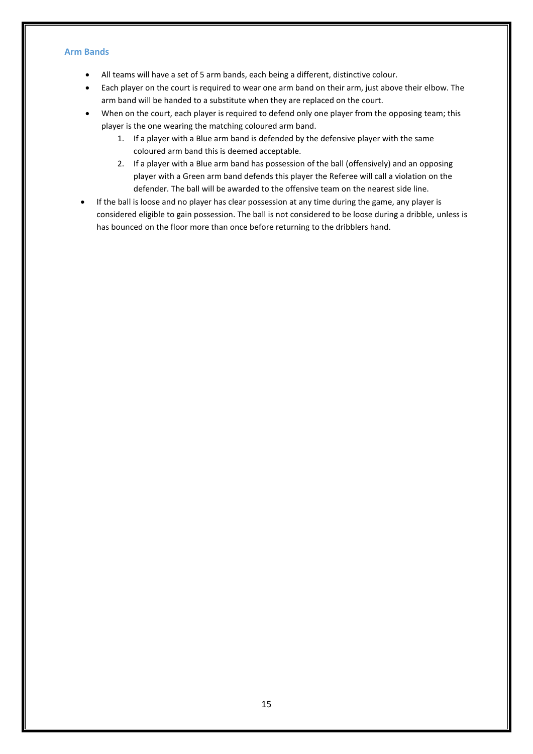### Arm Bands

- All teams will have a set of 5 arm bands, each being a different, distinctive colour.
- Each player on the court is required to wear one arm band on their arm, just above their elbow. The arm band will be handed to a substitute when they are replaced on the court.
- When on the court, each player is required to defend only one player from the opposing team; this player is the one wearing the matching coloured arm band.
    1. If a player with a Blue arm band is defended by the defensive player with the same coloured arm band this is deemed acceptable.
    2. If a player with a Blue arm band has possession of the ball (offensively) and an opposing player with a Green arm band defends this player the Referee will call a violation on the defender. The ball will be awarded to the offensive team on the nearest side line.
- If the ball is loose and no player has clear possession at any time during the game, any player is considered eligible to gain possession. The ball is not considered to be loose during a dribble, unless is has bounced on the floor more than once before returning to the dribblers hand.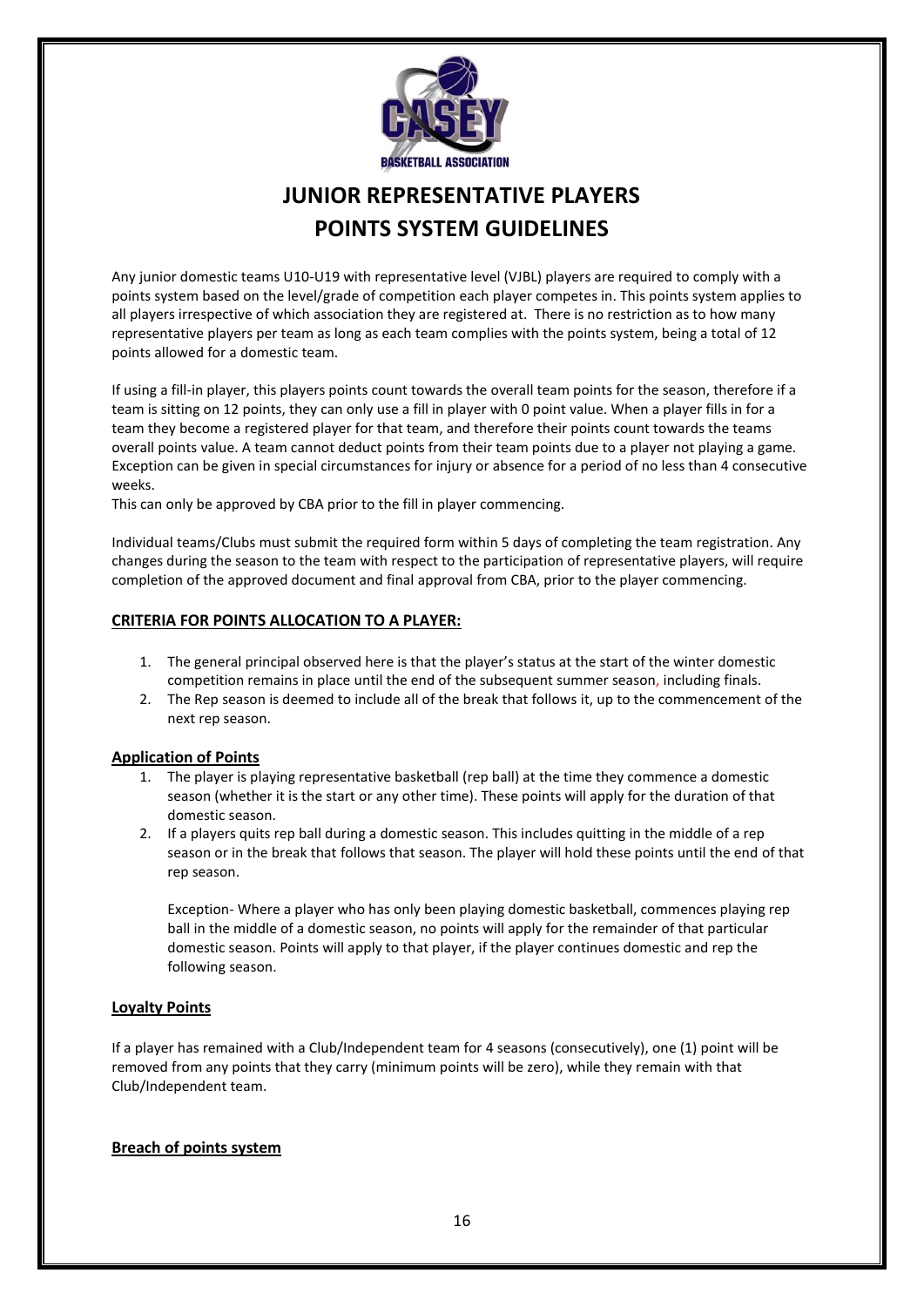# JUNIOR REPRESENTATIVE PLAYERS POINTS SYSTEM GUIDELINES

Any junior domestic teams U10-U19 with representative level (VJBL) players are required to comply with a points system based on the level/grade of competition each player competes in. This points system applies to all players irrespective of which association they are registered at. There is no restriction as to how many representative players per team as long as each team complies with the points system, being a total of 12 points allowed for a domestic team.

If using a fill-in player, this players points count towards the overall team points for the season, therefore if a team is sitting on 12 points, they can only use a fill in player with 0 point value. When a player fills in for a team they become a registered player for that team, and therefore their points count towards the teams overall points value. A team cannot deduct points from their team points due to a player not playing a game. Exception can be given in special circumstances for injury or absence for a period of no less than 4 consecutive weeks.

This can only be approved by CBA prior to the fill in player commencing.

Individual teams/Clubs must submit the required form within 5 days of completing the team registration. Any changes during the season to the team with respect to the participation of representative players, will require completion of the approved document and final approval from CBA, prior to the player commencing.

## CRITERIA FOR POINTS ALLOCATION TO A PLAYER:

1. The general principal observed here is that the player's status at the start of the winter domestic competition remains in place until the end of the subsequent summer season, including finals.
2. The Rep season is deemed to include all of the break that follows it, up to the commencement of the next rep season.

## Application of Points

1. The player is playing representative basketball (rep ball) at the time they commence a domestic season (whether it is the start or any other time). These points will apply for the duration of that domestic season.
2. If a players quits rep ball during a domestic season. This includes quitting in the middle of a rep season or in the break that follows that season. The player will hold these points until the end of that rep season.

   Exception- Where a player who has only been playing domestic basketball, commences playing rep ball in the middle of a domestic season, no points will apply for the remainder of that particular domestic season. Points will apply to that player, if the player continues domestic and rep the following season.

## Loyalty Points

If a player has remained with a Club/Independent team for 4 seasons (consecutively), one (1) point will be removed from any points that they carry (minimum points will be zero), while they remain with that Club/Independent team.

## Breach of points system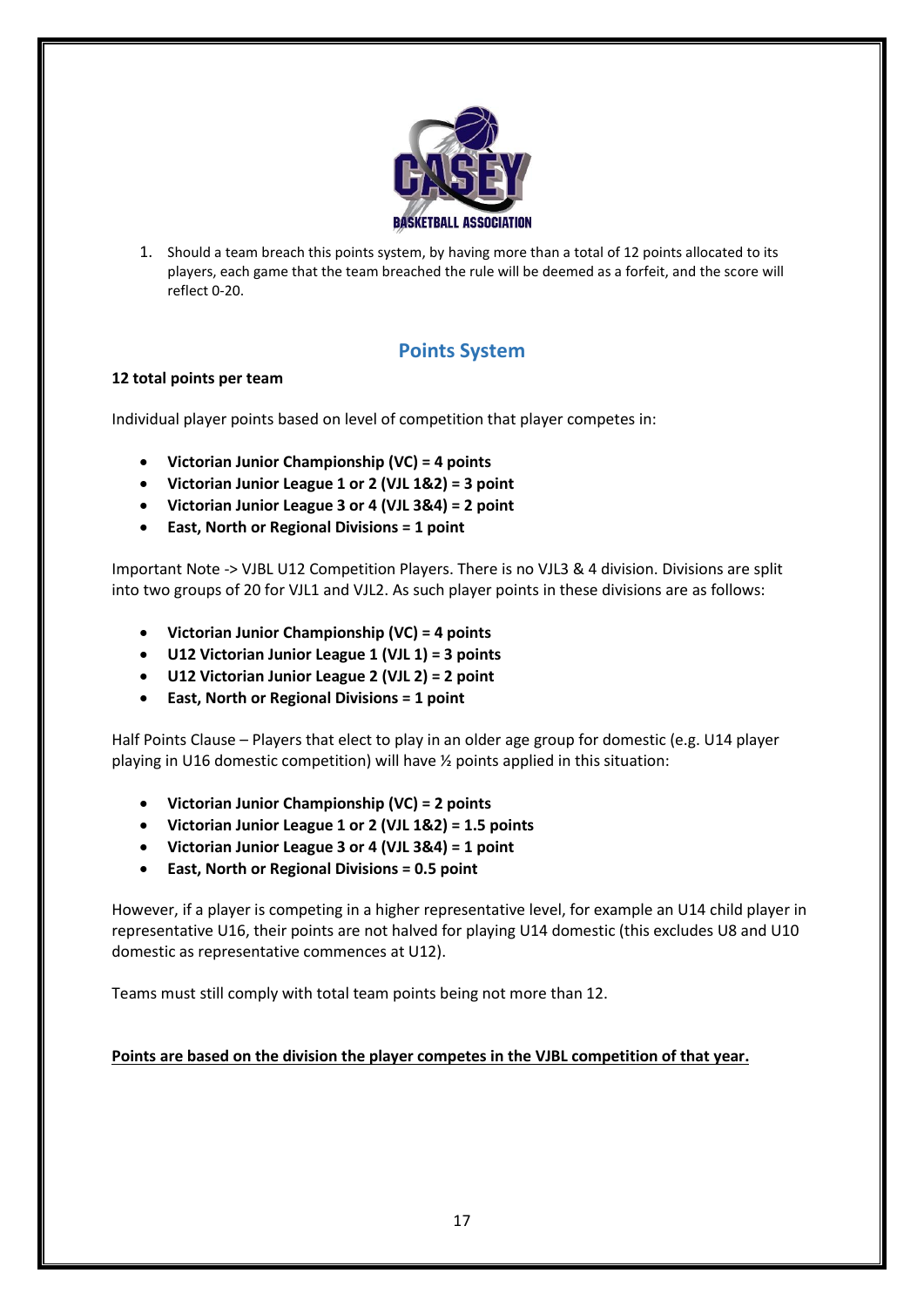1. Should a team breach this points system, by having more than a total of 12 points allocated to its players, each game that the team breached the rule will be deemed as a forfeit, and the score will reflect 0-20.

## Points System

**12 total points per team**

Individual player points based on level of competition that player competes in:

- **Victorian Junior Championship (VC) = 4 points**
- **Victorian Junior League 1 or 2 (VJL 1&2) = 3 point**
- **Victorian Junior League 3 or 4 (VJL 3&4) = 2 point**
- **East, North or Regional Divisions = 1 point**

Important Note -> VJBL U12 Competition Players. There is no VJL3 & 4 division. Divisions are split into two groups of 20 for VJL1 and VJL2. As such player points in these divisions are as follows:

- **Victorian Junior Championship (VC) = 4 points**
- **U12 Victorian Junior League 1 (VJL 1) = 3 points**
- **U12 Victorian Junior League 2 (VJL 2) = 2 point**
- **East, North or Regional Divisions = 1 point**

Half Points Clause – Players that elect to play in an older age group for domestic (e.g. U14 player playing in U16 domestic competition) will have ½ points applied in this situation:

- **Victorian Junior Championship (VC) = 2 points**
- **Victorian Junior League 1 or 2 (VJL 1&2) = 1.5 points**
- **Victorian Junior League 3 or 4 (VJL 3&4) = 1 point**
- **East, North or Regional Divisions = 0.5 point**

However, if a player is competing in a higher representative level, for example an U14 child player in representative U16, their points are not halved for playing U14 domestic (this excludes U8 and U10 domestic as representative commences at U12).

Teams must still comply with total team points being not more than 12.

**Points are based on the division the player competes in the VJBL competition of that year.**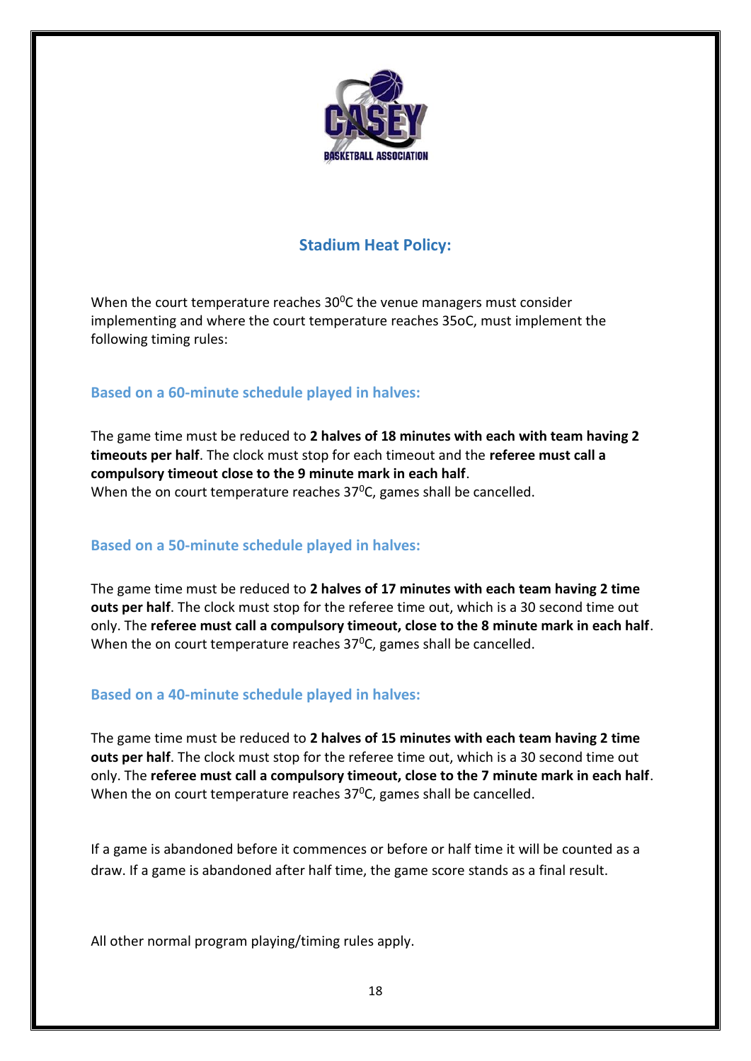## Stadium Heat Policy:

When the court temperature reaches 30$^0$C the venue managers must consider implementing and where the court temperature reaches 35oC, must implement the following timing rules:

### Based on a 60-minute schedule played in halves:

The game time must be reduced to **2 halves of 18 minutes with each with team having 2 timeouts per half**. The clock must stop for each timeout and the **referee must call a compulsory timeout close to the 9 minute mark in each half**.
When the on court temperature reaches 37$^0$C, games shall be cancelled.

### Based on a 50-minute schedule played in halves:

The game time must be reduced to **2 halves of 17 minutes with each team having 2 time outs per half**. The clock must stop for the referee time out, which is a 30 second time out only. The **referee must call a compulsory timeout, close to the 8 minute mark in each half**.
When the on court temperature reaches 37$^0$C, games shall be cancelled.

### Based on a 40-minute schedule played in halves:

The game time must be reduced to **2 halves of 15 minutes with each team having 2 time outs per half**. The clock must stop for the referee time out, which is a 30 second time out only. The **referee must call a compulsory timeout, close to the 7 minute mark in each half**.
When the on court temperature reaches 37$^0$C, games shall be cancelled.

If a game is abandoned before it commences or before or half time it will be counted as a draw. If a game is abandoned after half time, the game score stands as a final result.

All other normal program playing/timing rules apply.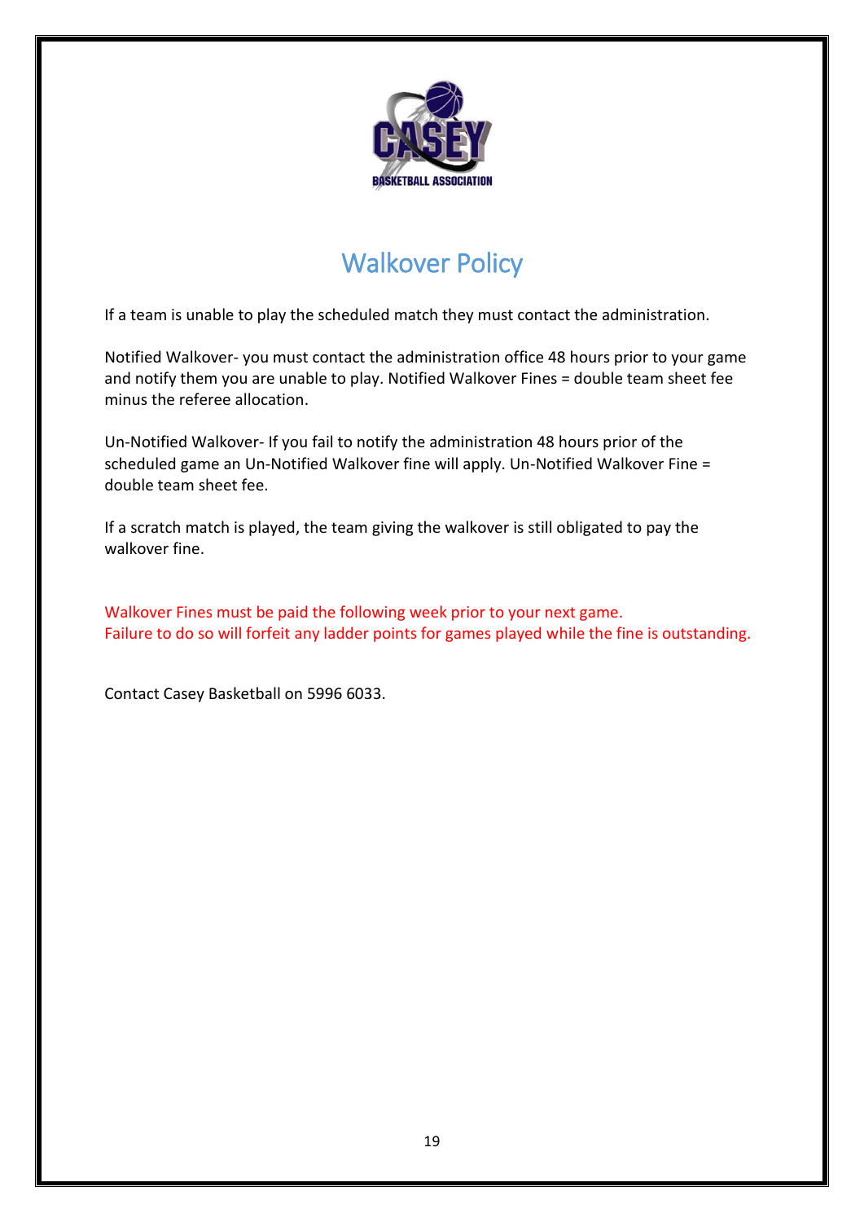# Walkover Policy

If a team is unable to play the scheduled match they must contact the administration.

Notified Walkover- you must contact the administration office 48 hours prior to your game and notify them you are unable to play. Notified Walkover Fines = double team sheet fee minus the referee allocation.

Un-Notified Walkover- If you fail to notify the administration 48 hours prior of the scheduled game an Un-Notified Walkover fine will apply. Un-Notified Walkover Fine = double team sheet fee.

If a scratch match is played, the team giving the walkover is still obligated to pay the walkover fine.

Walkover Fines must be paid the following week prior to your next game.
Failure to do so will forfeit any ladder points for games played while the fine is outstanding.

Contact Casey Basketball on 5996 6033.